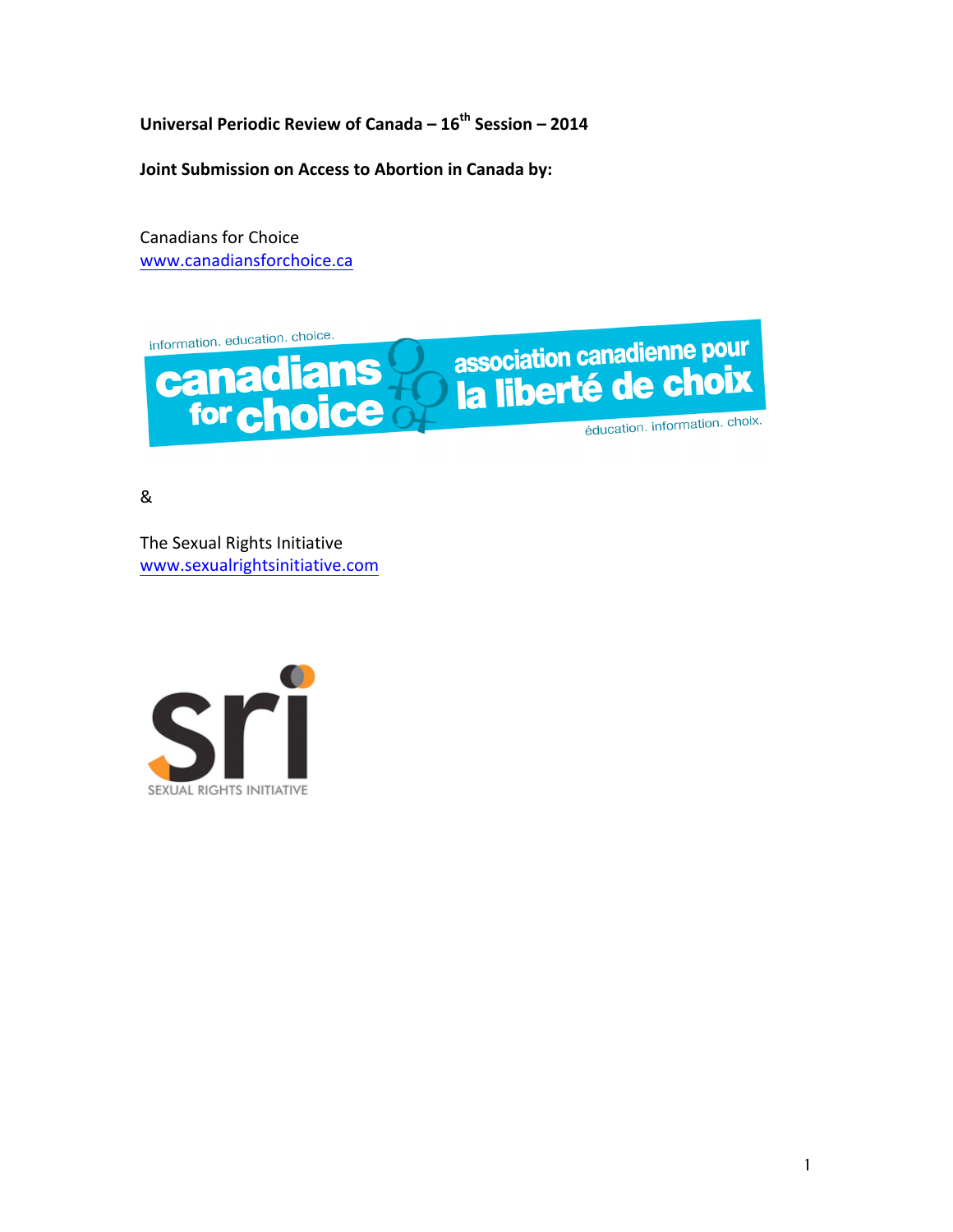**Universal Periodic Review of Canada – 16th Session – 2014**

**Joint Submission on Access to Abortion in Canada by:**

Canadians for Choice
www.canadiansforchoice.ca

&

The Sexual Rights Initiative
www.sexualrightsinitiative.com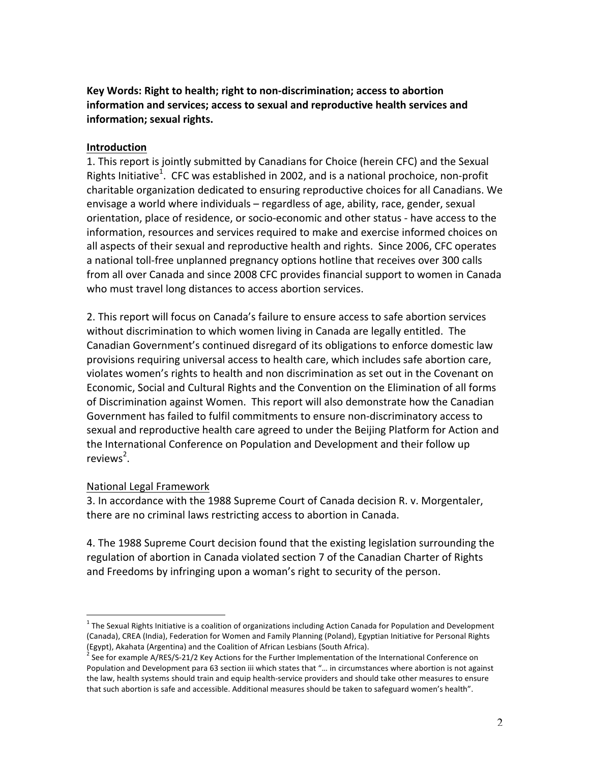**Key Words: Right to health; right to non-discrimination; access to abortion information and services; access to sexual and reproductive health services and information; sexual rights.**

## Introduction

1. This report is jointly submitted by Canadians for Choice (herein CFC) and the Sexual Rights Initiative[1]. CFC was established in 2002, and is a national prochoice, non-profit charitable organization dedicated to ensuring reproductive choices for all Canadians. We envisage a world where individuals – regardless of age, ability, race, gender, sexual orientation, place of residence, or socio-economic and other status - have access to the information, resources and services required to make and exercise informed choices on all aspects of their sexual and reproductive health and rights. Since 2006, CFC operates a national toll-free unplanned pregnancy options hotline that receives over 300 calls from all over Canada and since 2008 CFC provides financial support to women in Canada who must travel long distances to access abortion services.

2. This report will focus on Canada's failure to ensure access to safe abortion services without discrimination to which women living in Canada are legally entitled. The Canadian Government's continued disregard of its obligations to enforce domestic law provisions requiring universal access to health care, which includes safe abortion care, violates women's rights to health and non discrimination as set out in the Covenant on Economic, Social and Cultural Rights and the Convention on the Elimination of all forms of Discrimination against Women. This report will also demonstrate how the Canadian Government has failed to fulfil commitments to ensure non-discriminatory access to sexual and reproductive health care agreed to under the Beijing Platform for Action and the International Conference on Population and Development and their follow up reviews[2].

### National Legal Framework

3. In accordance with the 1988 Supreme Court of Canada decision R. v. Morgentaler, there are no criminal laws restricting access to abortion in Canada.

4. The 1988 Supreme Court decision found that the existing legislation surrounding the regulation of abortion in Canada violated section 7 of the Canadian Charter of Rights and Freedoms by infringing upon a woman's right to security of the person.

---

[1] The Sexual Rights Initiative is a coalition of organizations including Action Canada for Population and Development (Canada), CREA (India), Federation for Women and Family Planning (Poland), Egyptian Initiative for Personal Rights (Egypt), Akahata (Argentina) and the Coalition of African Lesbians (South Africa).

[2] See for example A/RES/S-21/2 Key Actions for the Further Implementation of the International Conference on Population and Development para 63 section iii which states that "… in circumstances where abortion is not against the law, health systems should train and equip health-service providers and should take other measures to ensure that such abortion is safe and accessible. Additional measures should be taken to safeguard women's health".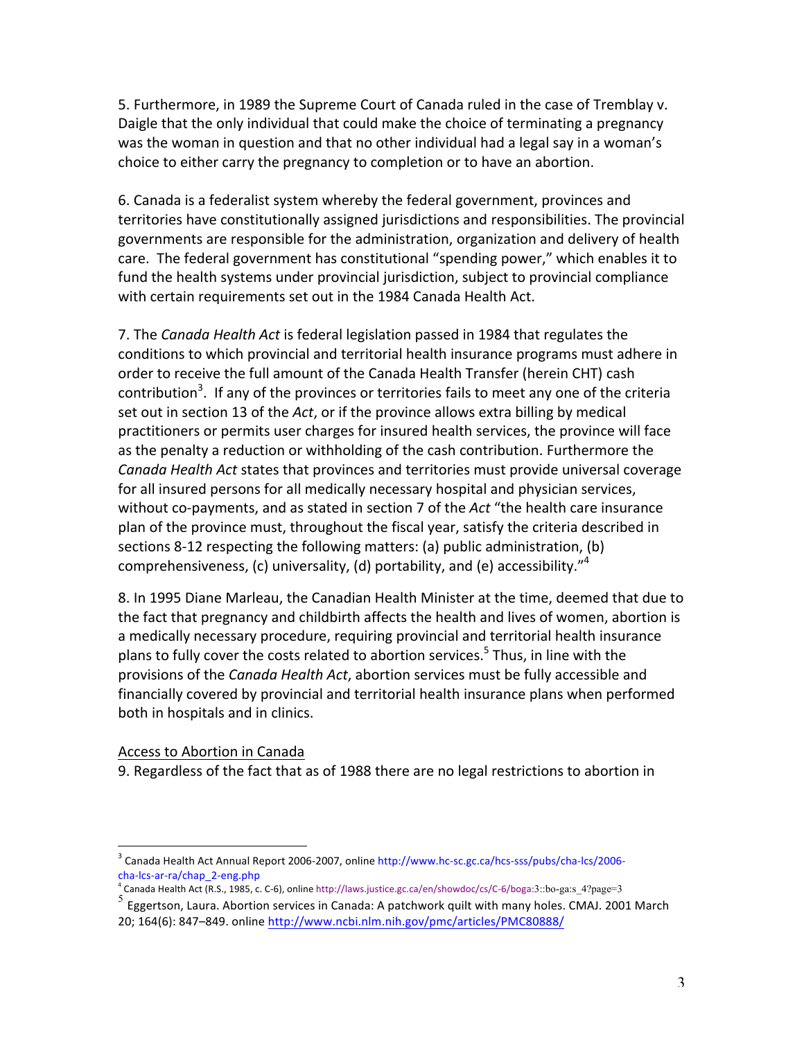5. Furthermore, in 1989 the Supreme Court of Canada ruled in the case of Tremblay v. Daigle that the only individual that could make the choice of terminating a pregnancy was the woman in question and that no other individual had a legal say in a woman's choice to either carry the pregnancy to completion or to have an abortion.

6. Canada is a federalist system whereby the federal government, provinces and territories have constitutionally assigned jurisdictions and responsibilities. The provincial governments are responsible for the administration, organization and delivery of health care. The federal government has constitutional "spending power," which enables it to fund the health systems under provincial jurisdiction, subject to provincial compliance with certain requirements set out in the 1984 Canada Health Act.

7. The *Canada Health Act* is federal legislation passed in 1984 that regulates the conditions to which provincial and territorial health insurance programs must adhere in order to receive the full amount of the Canada Health Transfer (herein CHT) cash contribution[3]. If any of the provinces or territories fails to meet any one of the criteria set out in section 13 of the *Act*, or if the province allows extra billing by medical practitioners or permits user charges for insured health services, the province will face as the penalty a reduction or withholding of the cash contribution. Furthermore the *Canada Health Act* states that provinces and territories must provide universal coverage for all insured persons for all medically necessary hospital and physician services, without co-payments, and as stated in section 7 of the *Act* "the health care insurance plan of the province must, throughout the fiscal year, satisfy the criteria described in sections 8-12 respecting the following matters: (a) public administration, (b) comprehensiveness, (c) universality, (d) portability, and (e) accessibility."[4]

8. In 1995 Diane Marleau, the Canadian Health Minister at the time, deemed that due to the fact that pregnancy and childbirth affects the health and lives of women, abortion is a medically necessary procedure, requiring provincial and territorial health insurance plans to fully cover the costs related to abortion services.[5] Thus, in line with the provisions of the *Canada Health Act*, abortion services must be fully accessible and financially covered by provincial and territorial health insurance plans when performed both in hospitals and in clinics.

Access to Abortion in Canada

9. Regardless of the fact that as of 1988 there are no legal restrictions to abortion in

---

[3] Canada Health Act Annual Report 2006-2007, online http://www.hc-sc.gc.ca/hcs-sss/pubs/cha-lcs/2006-cha-lcs-ar-ra/chap_2-eng.php

[4] Canada Health Act (R.S., 1985, c. C-6), online http://laws.justice.gc.ca/en/showdoc/cs/C-6/boga:3::bo-ga:s_4?page=3

[5] Eggertson, Laura. Abortion services in Canada: A patchwork quilt with many holes. CMAJ. 2001 March 20; 164(6): 847–849. online http://www.ncbi.nlm.nih.gov/pmc/articles/PMC80888/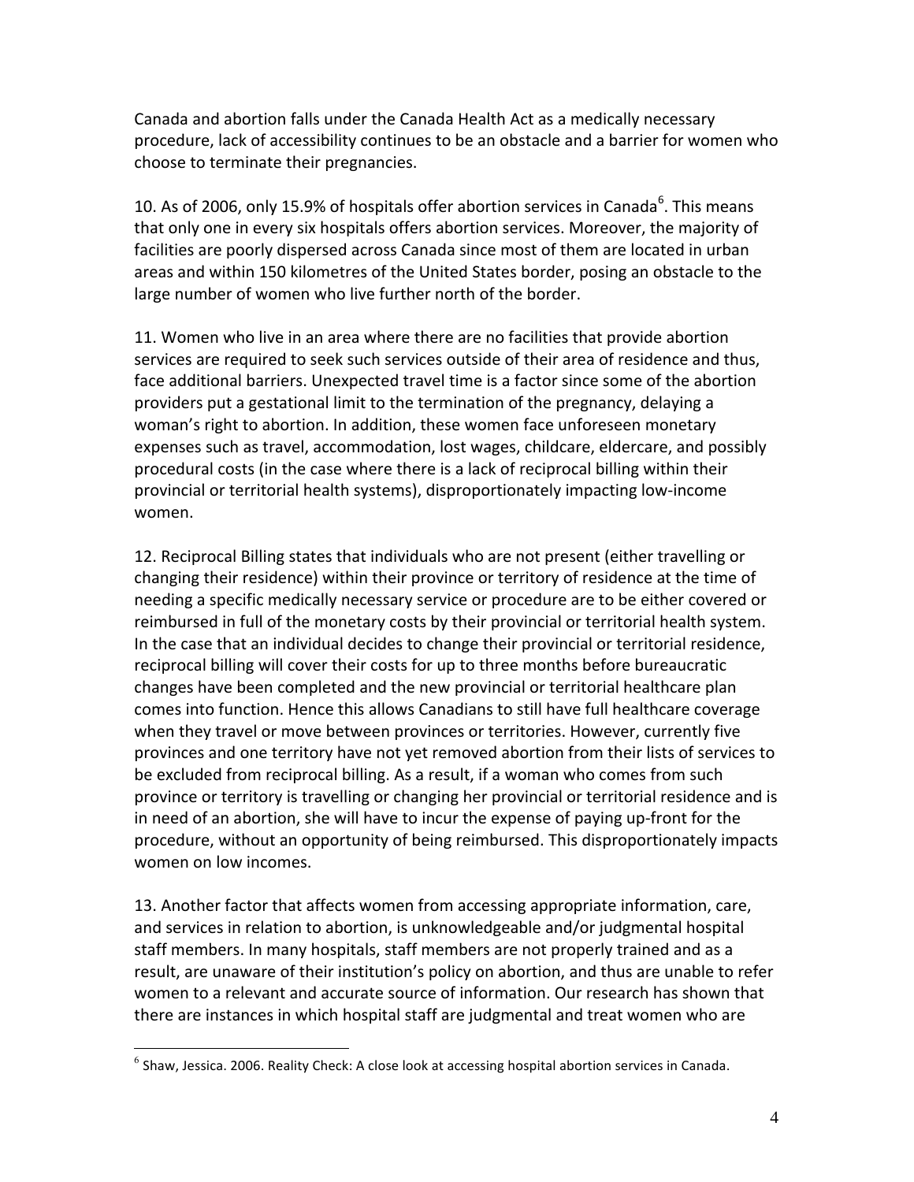Canada and abortion falls under the Canada Health Act as a medically necessary procedure, lack of accessibility continues to be an obstacle and a barrier for women who choose to terminate their pregnancies.

10. As of 2006, only 15.9% of hospitals offer abortion services in Canada[6]. This means that only one in every six hospitals offers abortion services. Moreover, the majority of facilities are poorly dispersed across Canada since most of them are located in urban areas and within 150 kilometres of the United States border, posing an obstacle to the large number of women who live further north of the border.

11. Women who live in an area where there are no facilities that provide abortion services are required to seek such services outside of their area of residence and thus, face additional barriers. Unexpected travel time is a factor since some of the abortion providers put a gestational limit to the termination of the pregnancy, delaying a woman's right to abortion. In addition, these women face unforeseen monetary expenses such as travel, accommodation, lost wages, childcare, eldercare, and possibly procedural costs (in the case where there is a lack of reciprocal billing within their provincial or territorial health systems), disproportionately impacting low-income women.

12. Reciprocal Billing states that individuals who are not present (either travelling or changing their residence) within their province or territory of residence at the time of needing a specific medically necessary service or procedure are to be either covered or reimbursed in full of the monetary costs by their provincial or territorial health system. In the case that an individual decides to change their provincial or territorial residence, reciprocal billing will cover their costs for up to three months before bureaucratic changes have been completed and the new provincial or territorial healthcare plan comes into function. Hence this allows Canadians to still have full healthcare coverage when they travel or move between provinces or territories. However, currently five provinces and one territory have not yet removed abortion from their lists of services to be excluded from reciprocal billing. As a result, if a woman who comes from such province or territory is travelling or changing her provincial or territorial residence and is in need of an abortion, she will have to incur the expense of paying up-front for the procedure, without an opportunity of being reimbursed. This disproportionately impacts women on low incomes.

13. Another factor that affects women from accessing appropriate information, care, and services in relation to abortion, is unknowledgeable and/or judgmental hospital staff members. In many hospitals, staff members are not properly trained and as a result, are unaware of their institution's policy on abortion, and thus are unable to refer women to a relevant and accurate source of information. Our research has shown that there are instances in which hospital staff are judgmental and treat women who are

[6] Shaw, Jessica. 2006. Reality Check: A close look at accessing hospital abortion services in Canada.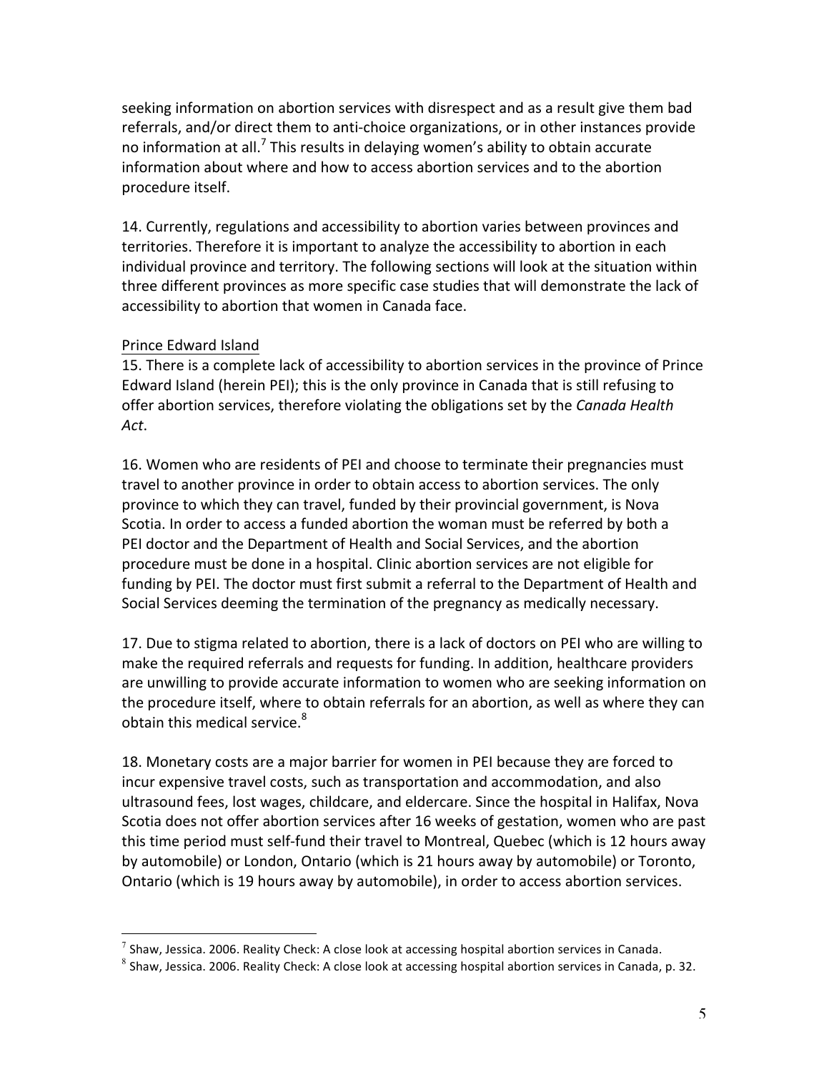seeking information on abortion services with disrespect and as a result give them bad referrals, and/or direct them to anti-choice organizations, or in other instances provide no information at all.[7] This results in delaying women's ability to obtain accurate information about where and how to access abortion services and to the abortion procedure itself.

14. Currently, regulations and accessibility to abortion varies between provinces and territories. Therefore it is important to analyze the accessibility to abortion in each individual province and territory. The following sections will look at the situation within three different provinces as more specific case studies that will demonstrate the lack of accessibility to abortion that women in Canada face.

<u>Prince Edward Island</u>

15. There is a complete lack of accessibility to abortion services in the province of Prince Edward Island (herein PEI); this is the only province in Canada that is still refusing to offer abortion services, therefore violating the obligations set by the *Canada Health Act*.

16. Women who are residents of PEI and choose to terminate their pregnancies must travel to another province in order to obtain access to abortion services. The only province to which they can travel, funded by their provincial government, is Nova Scotia. In order to access a funded abortion the woman must be referred by both a PEI doctor and the Department of Health and Social Services, and the abortion procedure must be done in a hospital. Clinic abortion services are not eligible for funding by PEI. The doctor must first submit a referral to the Department of Health and Social Services deeming the termination of the pregnancy as medically necessary.

17. Due to stigma related to abortion, there is a lack of doctors on PEI who are willing to make the required referrals and requests for funding. In addition, healthcare providers are unwilling to provide accurate information to women who are seeking information on the procedure itself, where to obtain referrals for an abortion, as well as where they can obtain this medical service.[8]

18. Monetary costs are a major barrier for women in PEI because they are forced to incur expensive travel costs, such as transportation and accommodation, and also ultrasound fees, lost wages, childcare, and eldercare. Since the hospital in Halifax, Nova Scotia does not offer abortion services after 16 weeks of gestation, women who are past this time period must self-fund their travel to Montreal, Quebec (which is 12 hours away by automobile) or London, Ontario (which is 21 hours away by automobile) or Toronto, Ontario (which is 19 hours away by automobile), in order to access abortion services.

---

[7] Shaw, Jessica. 2006. Reality Check: A close look at accessing hospital abortion services in Canada.

[8] Shaw, Jessica. 2006. Reality Check: A close look at accessing hospital abortion services in Canada, p. 32.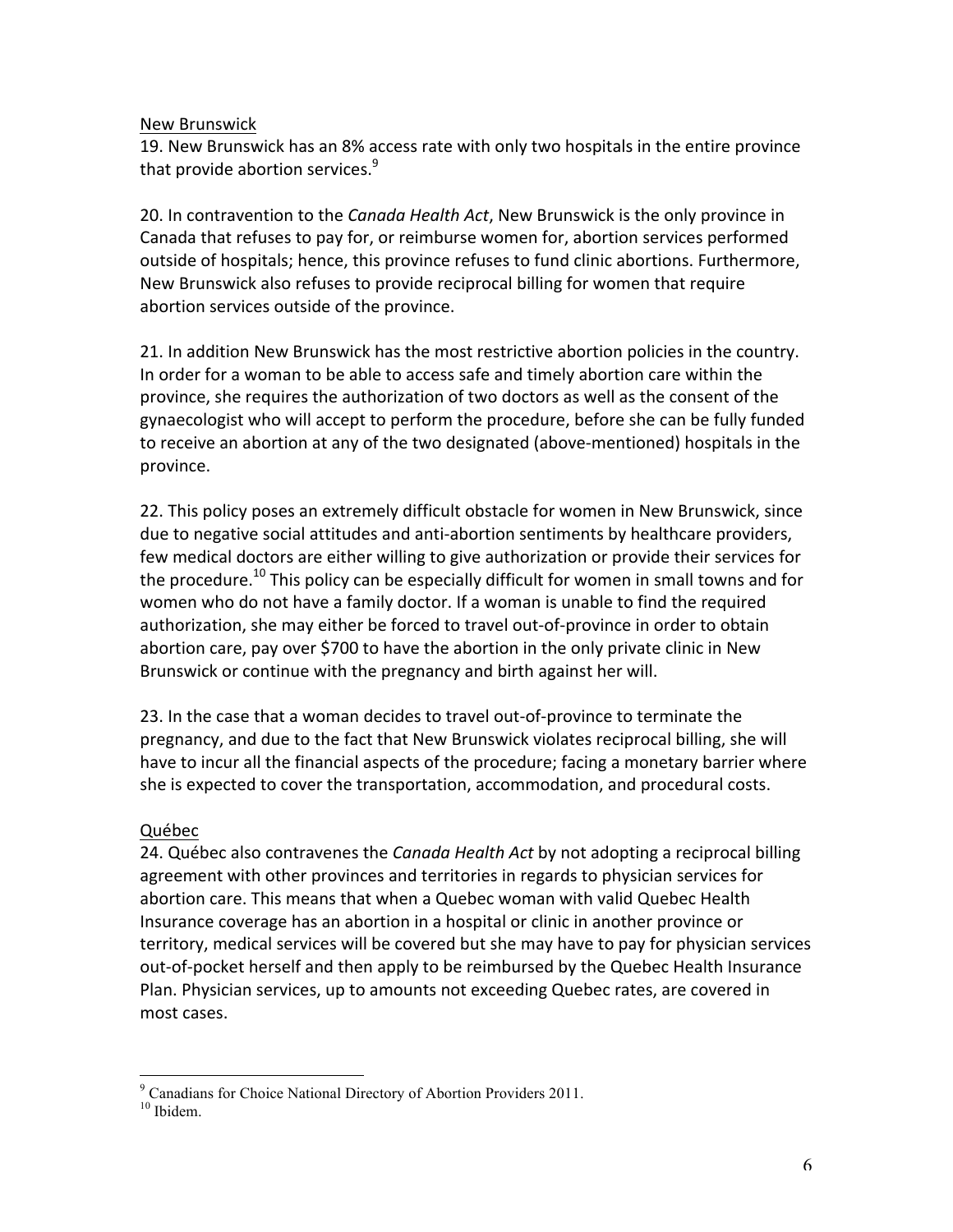## New Brunswick

19. New Brunswick has an 8% access rate with only two hospitals in the entire province that provide abortion services.[9]

20. In contravention to the *Canada Health Act*, New Brunswick is the only province in Canada that refuses to pay for, or reimburse women for, abortion services performed outside of hospitals; hence, this province refuses to fund clinic abortions. Furthermore, New Brunswick also refuses to provide reciprocal billing for women that require abortion services outside of the province.

21. In addition New Brunswick has the most restrictive abortion policies in the country. In order for a woman to be able to access safe and timely abortion care within the province, she requires the authorization of two doctors as well as the consent of the gynaecologist who will accept to perform the procedure, before she can be fully funded to receive an abortion at any of the two designated (above-mentioned) hospitals in the province.

22. This policy poses an extremely difficult obstacle for women in New Brunswick, since due to negative social attitudes and anti-abortion sentiments by healthcare providers, few medical doctors are either willing to give authorization or provide their services for the procedure.[10] This policy can be especially difficult for women in small towns and for women who do not have a family doctor. If a woman is unable to find the required authorization, she may either be forced to travel out-of-province in order to obtain abortion care, pay over $700 to have the abortion in the only private clinic in New Brunswick or continue with the pregnancy and birth against her will.

23. In the case that a woman decides to travel out-of-province to terminate the pregnancy, and due to the fact that New Brunswick violates reciprocal billing, she will have to incur all the financial aspects of the procedure; facing a monetary barrier where she is expected to cover the transportation, accommodation, and procedural costs.

## Québec

24. Québec also contravenes the *Canada Health Act* by not adopting a reciprocal billing agreement with other provinces and territories in regards to physician services for abortion care. This means that when a Quebec woman with valid Quebec Health Insurance coverage has an abortion in a hospital or clinic in another province or territory, medical services will be covered but she may have to pay for physician services out-of-pocket herself and then apply to be reimbursed by the Quebec Health Insurance Plan. Physician services, up to amounts not exceeding Quebec rates, are covered in most cases.

---

[9] Canadians for Choice National Directory of Abortion Providers 2011.

[10] Ibidem.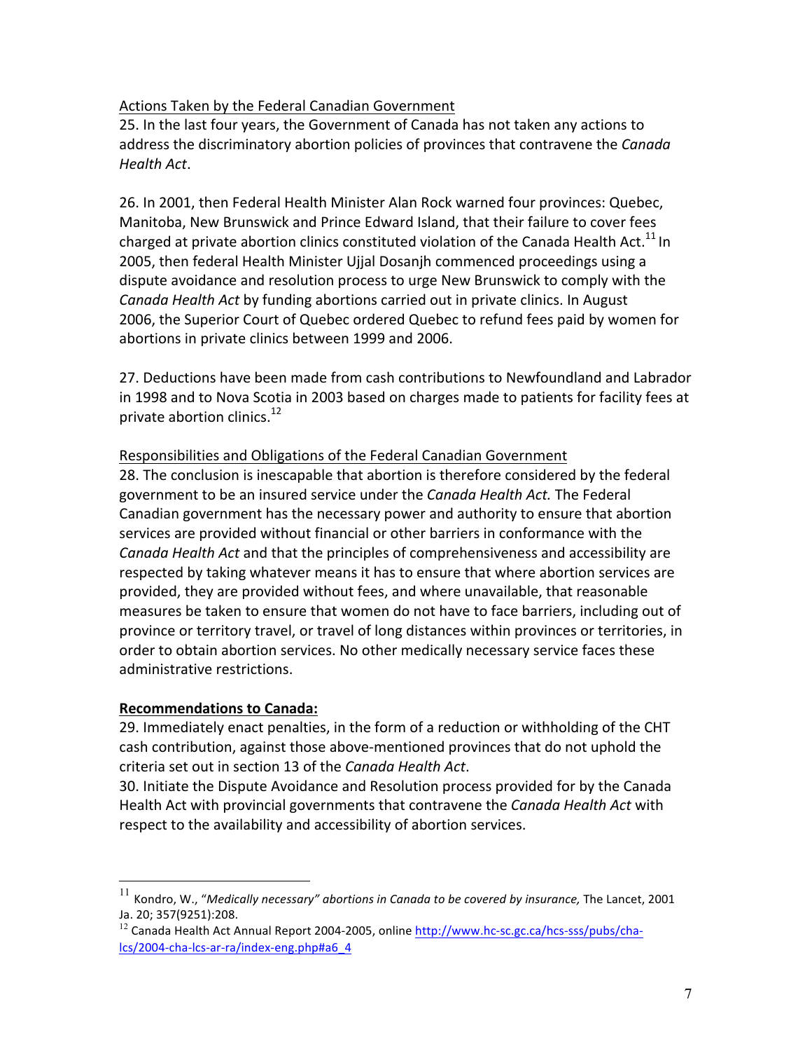<u>Actions Taken by the Federal Canadian Government</u>

25. In the last four years, the Government of Canada has not taken any actions to address the discriminatory abortion policies of provinces that contravene the *Canada Health Act*.

26. In 2001, then Federal Health Minister Alan Rock warned four provinces: Quebec, Manitoba, New Brunswick and Prince Edward Island, that their failure to cover fees charged at private abortion clinics constituted violation of the Canada Health Act.[11] In 2005, then federal Health Minister Ujjal Dosanjh commenced proceedings using a dispute avoidance and resolution process to urge New Brunswick to comply with the *Canada Health Act* by funding abortions carried out in private clinics. In August 2006, the Superior Court of Quebec ordered Quebec to refund fees paid by women for abortions in private clinics between 1999 and 2006.

27. Deductions have been made from cash contributions to Newfoundland and Labrador in 1998 and to Nova Scotia in 2003 based on charges made to patients for facility fees at private abortion clinics.[12]

<u>Responsibilities and Obligations of the Federal Canadian Government</u>

28. The conclusion is inescapable that abortion is therefore considered by the federal government to be an insured service under the *Canada Health Act.* The Federal Canadian government has the necessary power and authority to ensure that abortion services are provided without financial or other barriers in conformance with the *Canada Health Act* and that the principles of comprehensiveness and accessibility are respected by taking whatever means it has to ensure that where abortion services are provided, they are provided without fees, and where unavailable, that reasonable measures be taken to ensure that women do not have to face barriers, including out of province or territory travel, or travel of long distances within provinces or territories, in order to obtain abortion services. No other medically necessary service faces these administrative restrictions.

**<u>Recommendations to Canada:</u>**

29. Immediately enact penalties, in the form of a reduction or withholding of the CHT cash contribution, against those above-mentioned provinces that do not uphold the criteria set out in section 13 of the *Canada Health Act*.

30. Initiate the Dispute Avoidance and Resolution process provided for by the Canada Health Act with provincial governments that contravene the *Canada Health Act* with respect to the availability and accessibility of abortion services.

---

[11] Kondro, W., "*Medically necessary" abortions in Canada to be covered by insurance,* The Lancet, 2001 Ja. 20; 357(9251):208.

[12] Canada Health Act Annual Report 2004-2005, online http://www.hc-sc.gc.ca/hcs-sss/pubs/cha-lcs/2004-cha-lcs-ar-ra/index-eng.php#a6_4